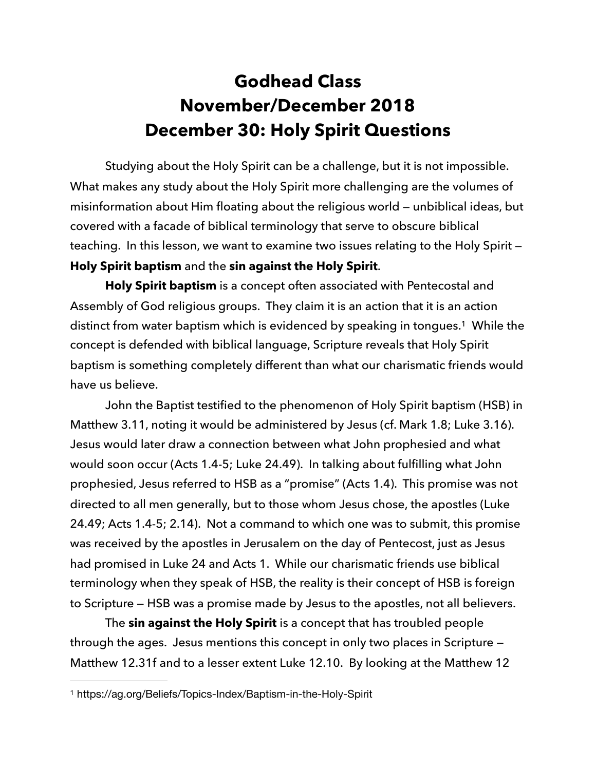# Godhead Class
# November/December 2018
# December 30: Holy Spirit Questions

Studying about the Holy Spirit can be a challenge, but it is not impossible. What makes any study about the Holy Spirit more challenging are the volumes of misinformation about Him floating about the religious world — unbiblical ideas, but covered with a facade of biblical terminology that serve to obscure biblical teaching. In this lesson, we want to examine two issues relating to the Holy Spirit — **Holy Spirit baptism** and the **sin against the Holy Spirit**.

**Holy Spirit baptism** is a concept often associated with Pentecostal and Assembly of God religious groups. They claim it is an action that it is an action distinct from water baptism which is evidenced by speaking in tongues.[1] While the concept is defended with biblical language, Scripture reveals that Holy Spirit baptism is something completely different than what our charismatic friends would have us believe.

John the Baptist testified to the phenomenon of Holy Spirit baptism (HSB) in Matthew 3.11, noting it would be administered by Jesus (cf. Mark 1.8; Luke 3.16). Jesus would later draw a connection between what John prophesied and what would soon occur (Acts 1.4-5; Luke 24.49). In talking about fulfilling what John prophesied, Jesus referred to HSB as a "promise" (Acts 1.4). This promise was not directed to all men generally, but to those whom Jesus chose, the apostles (Luke 24.49; Acts 1.4-5; 2.14). Not a command to which one was to submit, this promise was received by the apostles in Jerusalem on the day of Pentecost, just as Jesus had promised in Luke 24 and Acts 1. While our charismatic friends use biblical terminology when they speak of HSB, the reality is their concept of HSB is foreign to Scripture — HSB was a promise made by Jesus to the apostles, not all believers.

The **sin against the Holy Spirit** is a concept that has troubled people through the ages. Jesus mentions this concept in only two places in Scripture — Matthew 12.31f and to a lesser extent Luke 12.10. By looking at the Matthew 12

---

[1] https://ag.org/Beliefs/Topics-Index/Baptism-in-the-Holy-Spirit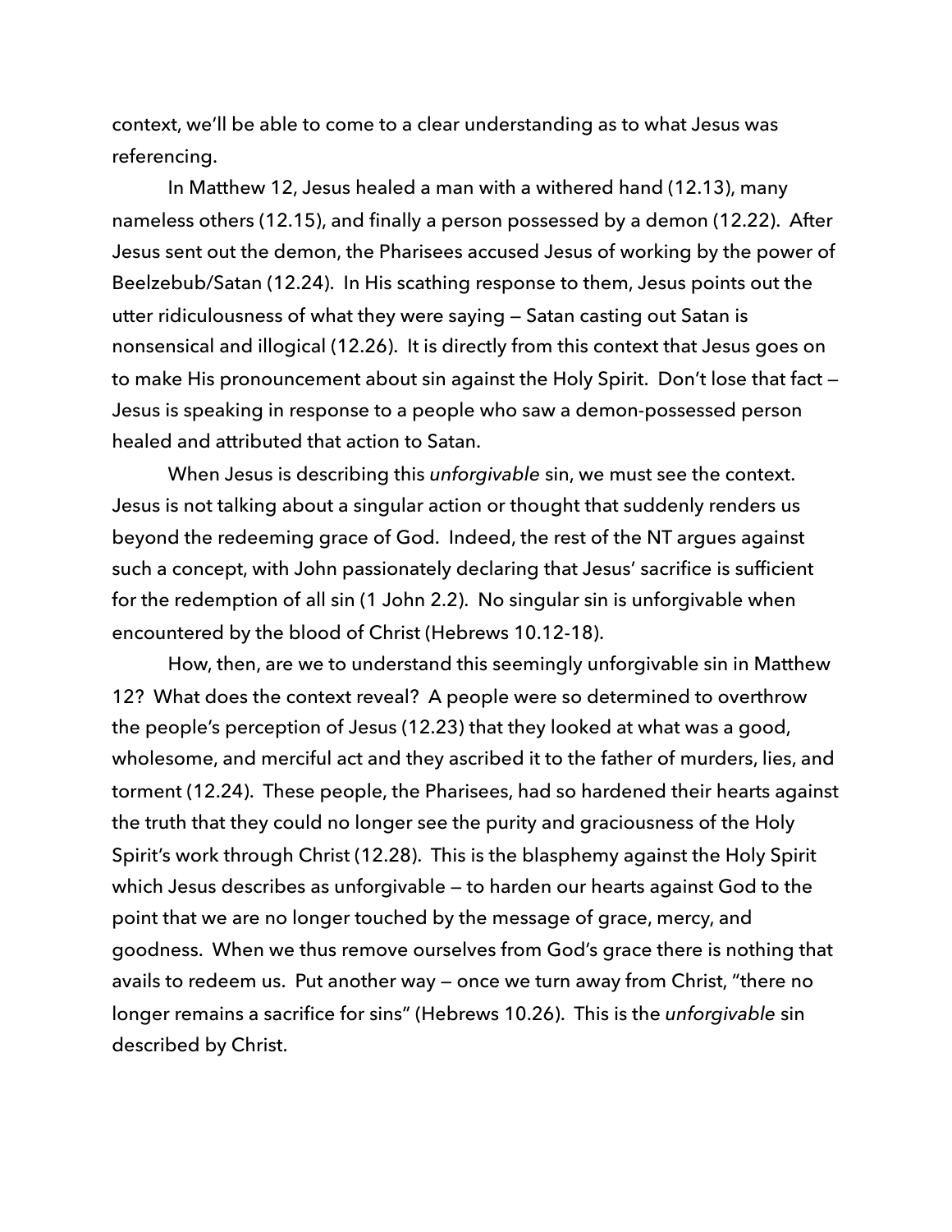context, we'll be able to come to a clear understanding as to what Jesus was referencing.

In Matthew 12, Jesus healed a man with a withered hand (12.13), many nameless others (12.15), and finally a person possessed by a demon (12.22). After Jesus sent out the demon, the Pharisees accused Jesus of working by the power of Beelzebub/Satan (12.24). In His scathing response to them, Jesus points out the utter ridiculousness of what they were saying — Satan casting out Satan is nonsensical and illogical (12.26). It is directly from this context that Jesus goes on to make His pronouncement about sin against the Holy Spirit. Don't lose that fact — Jesus is speaking in response to a people who saw a demon-possessed person healed and attributed that action to Satan.

When Jesus is describing this *unforgivable* sin, we must see the context. Jesus is not talking about a singular action or thought that suddenly renders us beyond the redeeming grace of God. Indeed, the rest of the NT argues against such a concept, with John passionately declaring that Jesus' sacrifice is sufficient for the redemption of all sin (1 John 2.2). No singular sin is unforgivable when encountered by the blood of Christ (Hebrews 10.12-18).

How, then, are we to understand this seemingly unforgivable sin in Matthew 12? What does the context reveal? A people were so determined to overthrow the people's perception of Jesus (12.23) that they looked at what was a good, wholesome, and merciful act and they ascribed it to the father of murders, lies, and torment (12.24). These people, the Pharisees, had so hardened their hearts against the truth that they could no longer see the purity and graciousness of the Holy Spirit's work through Christ (12.28). This is the blasphemy against the Holy Spirit which Jesus describes as unforgivable — to harden our hearts against God to the point that we are no longer touched by the message of grace, mercy, and goodness. When we thus remove ourselves from God's grace there is nothing that avails to redeem us. Put another way — once we turn away from Christ, "there no longer remains a sacrifice for sins" (Hebrews 10.26). This is the *unforgivable* sin described by Christ.